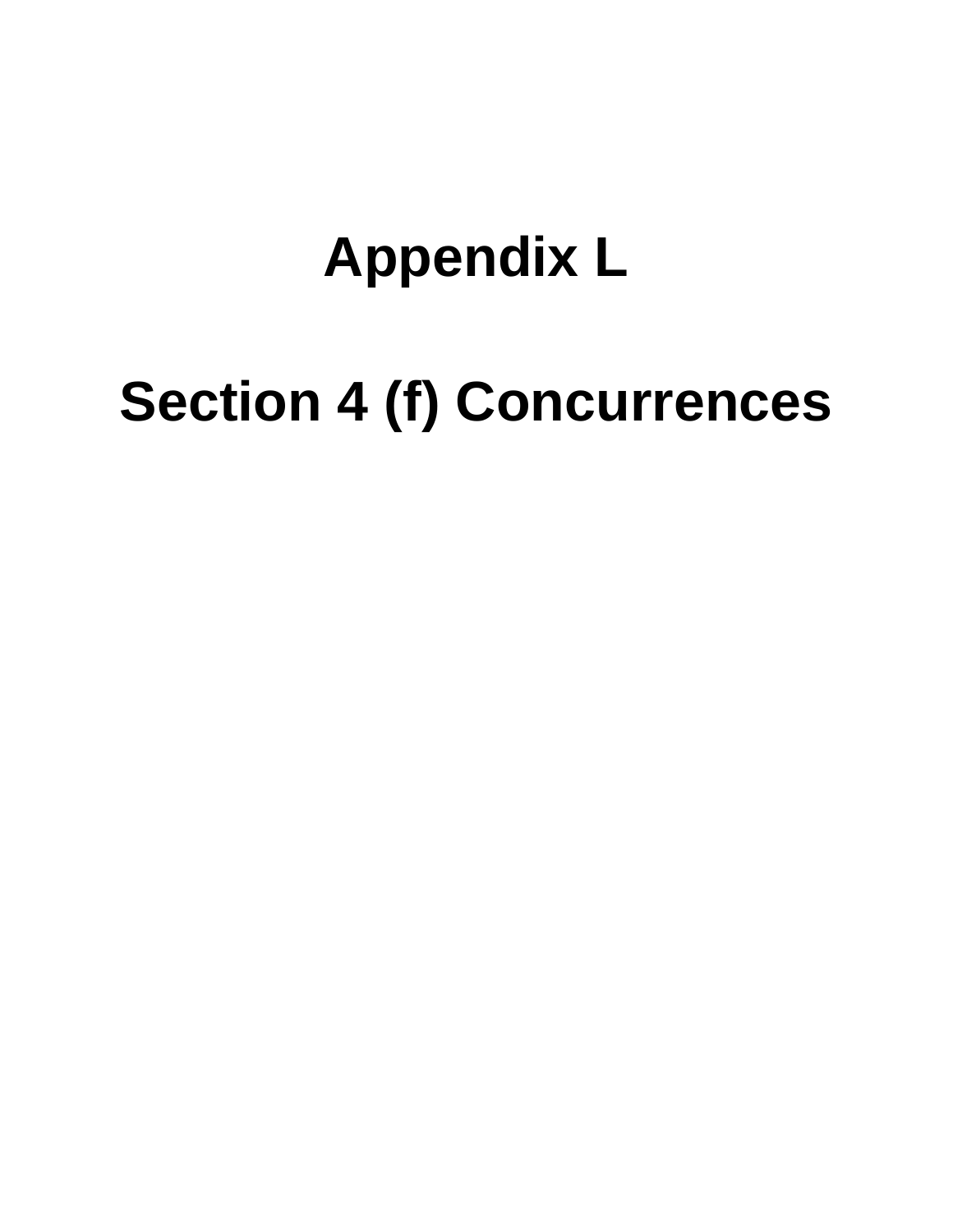# Appendix L

# Section 4 (f) Concurrences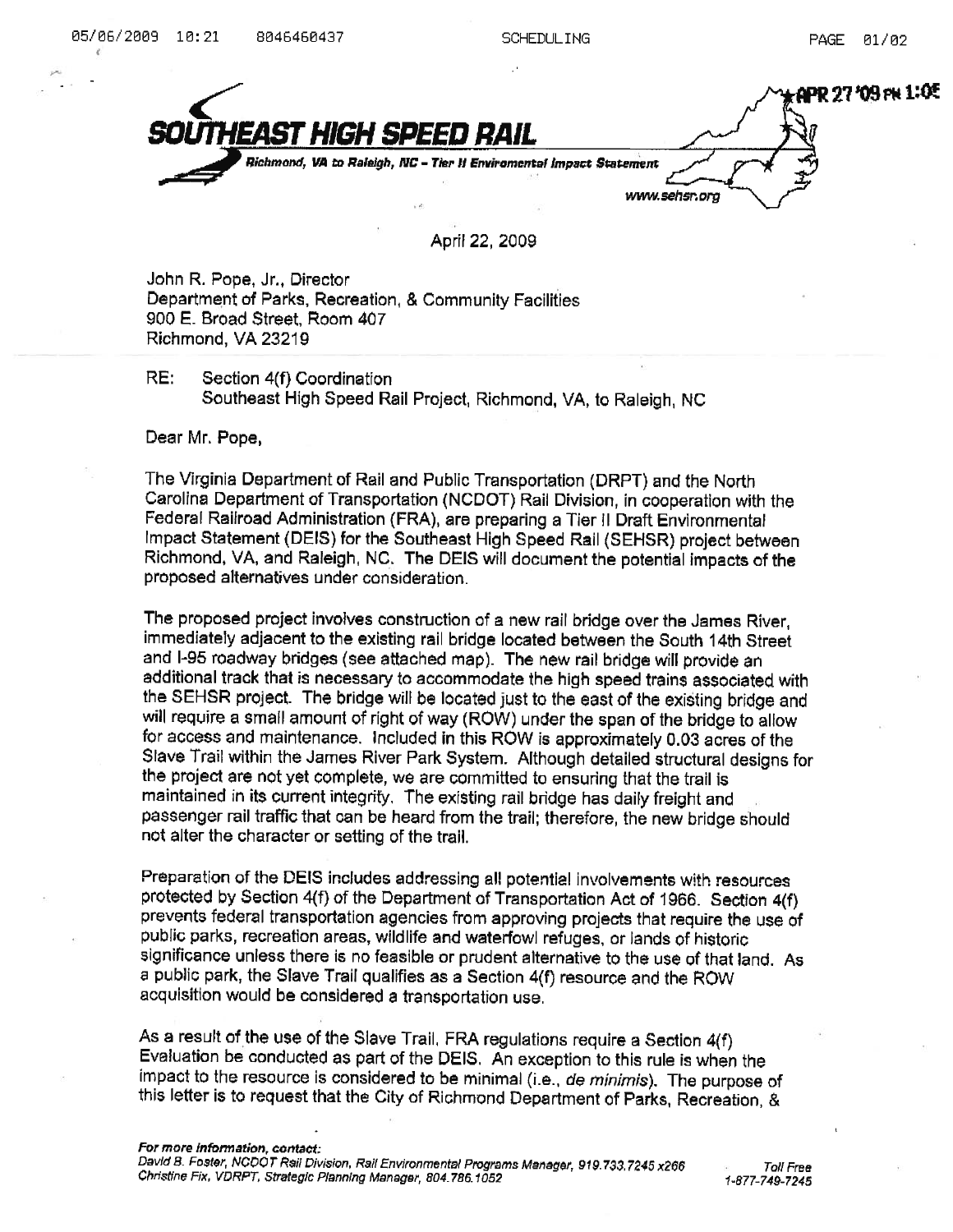**SOUTHEAST HIGH SPEED RAIL**

Richmond, VA to Raleigh, NC – Tier II Environmental Impact Statement

www.sehsr.org

APR 27 '09 PM 1:05

April 22, 2009

John R. Pope, Jr., Director
Department of Parks, Recreation, & Community Facilities
900 E. Broad Street, Room 407
Richmond, VA 23219

RE: Section 4(f) Coordination
Southeast High Speed Rail Project, Richmond, VA, to Raleigh, NC

Dear Mr. Pope,

The Virginia Department of Rail and Public Transportation (DRPT) and the North Carolina Department of Transportation (NCDOT) Rail Division, in cooperation with the Federal Railroad Administration (FRA), are preparing a Tier II Draft Environmental Impact Statement (DEIS) for the Southeast High Speed Rail (SEHSR) project between Richmond, VA, and Raleigh, NC. The DEIS will document the potential impacts of the proposed alternatives under consideration.

The proposed project involves construction of a new rail bridge over the James River, immediately adjacent to the existing rail bridge located between the South 14th Street and I-95 roadway bridges (see attached map). The new rail bridge will provide an additional track that is necessary to accommodate the high speed trains associated with the SEHSR project. The bridge will be located just to the east of the existing bridge and will require a small amount of right of way (ROW) under the span of the bridge to allow for access and maintenance. Included in this ROW is approximately 0.03 acres of the Slave Trail within the James River Park System. Although detailed structural designs for the project are not yet complete, we are committed to ensuring that the trail is maintained in its current integrity. The existing rail bridge has daily freight and passenger rail traffic that can be heard from the trail; therefore, the new bridge should not alter the character or setting of the trail.

Preparation of the DEIS includes addressing all potential involvements with resources protected by Section 4(f) of the Department of Transportation Act of 1966. Section 4(f) prevents federal transportation agencies from approving projects that require the use of public parks, recreation areas, wildlife and waterfowl refuges, or lands of historic significance unless there is no feasible or prudent alternative to the use of that land. As a public park, the Slave Trail qualifies as a Section 4(f) resource and the ROW acquisition would be considered a transportation use.

As a result of the use of the Slave Trail, FRA regulations require a Section 4(f) Evaluation be conducted as part of the DEIS. An exception to this rule is when the impact to the resource is considered to be minimal (i.e., *de minimis*). The purpose of this letter is to request that the City of Richmond Department of Parks, Recreation, &

***For more information, contact:***
*David B. Foster, NCDOT Rail Division, Rail Environmental Programs Manager, 919.733.7245 x266*
*Christine Fix, VDRPT, Strategic Planning Manager, 804.786.1052*

*Toll Free 1-877-749-7245*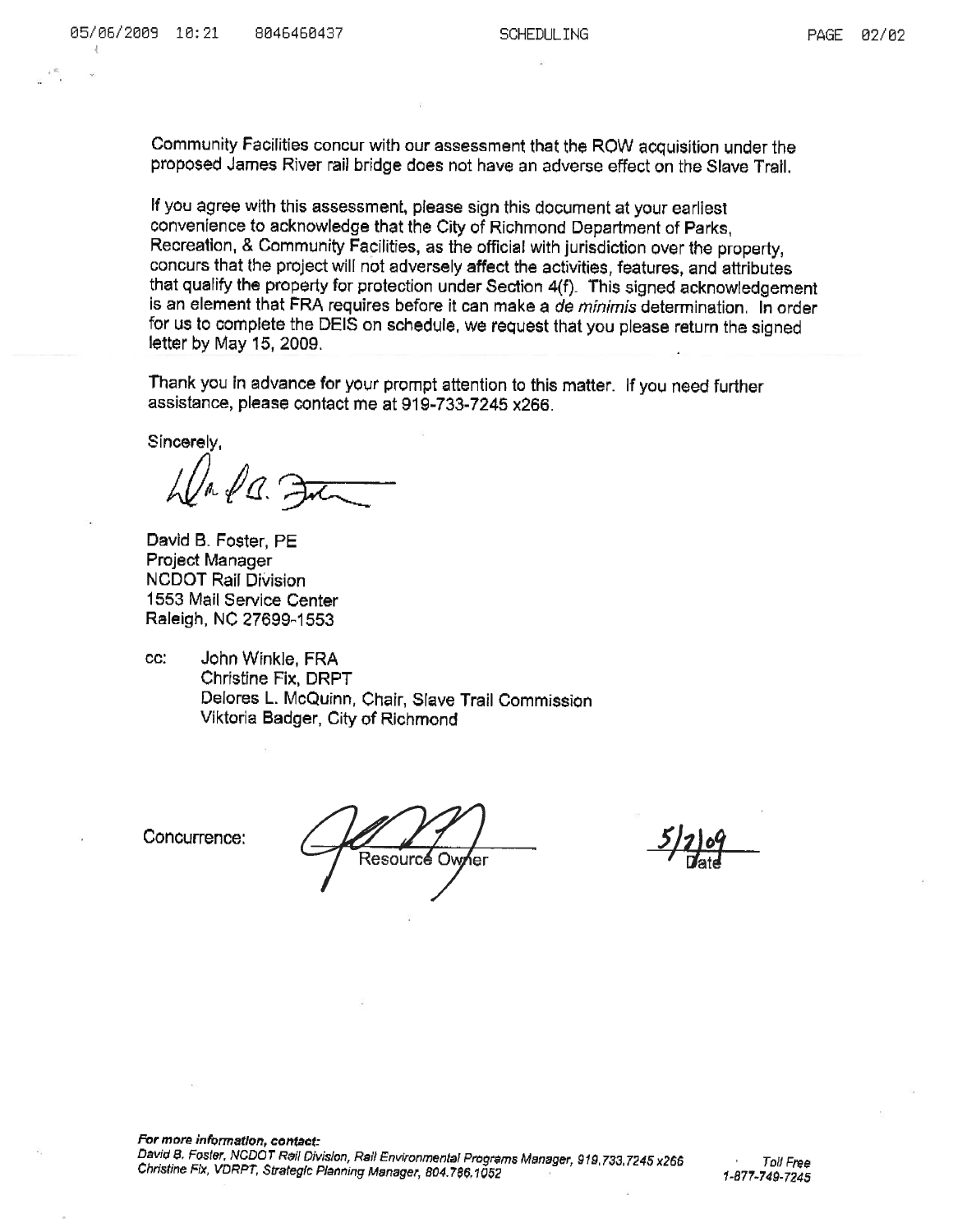Community Facilities concur with our assessment that the ROW acquisition under the proposed James River rail bridge does not have an adverse effect on the Slave Trail.

If you agree with this assessment, please sign this document at your earliest convenience to acknowledge that the City of Richmond Department of Parks, Recreation, & Community Facilities, as the official with jurisdiction over the property, concurs that the project will not adversely affect the activities, features, and attributes that qualify the property for protection under Section 4(f). This signed acknowledgement is an element that FRA requires before it can make a *de minimis* determination. In order for us to complete the DEIS on schedule, we request that you please return the signed letter by May 15, 2009.

Thank you in advance for your prompt attention to this matter. If you need further assistance, please contact me at 919-733-7245 x266.

Sincerely,

David B. Foster, PE
Project Manager
NCDOT Rail Division
1553 Mail Service Center
Raleigh, NC 27699-1553

cc: John Winkle, FRA
Christine Fix, DRPT
Delores L. McQuinn, Chair, Slave Trail Commission
Viktoria Badger, City of Richmond

Concurrence: ____________________ Resource Owner     5/7/09 Date

***For more information, contact:***
*David B. Foster, NCDOT Rail Division, Rail Environmental Programs Manager, 919.733.7245 x266*
*Christine Fix, VDRPT, Strategic Planning Manager, 804.786.1052*
*Toll Free 1-877-749-7245*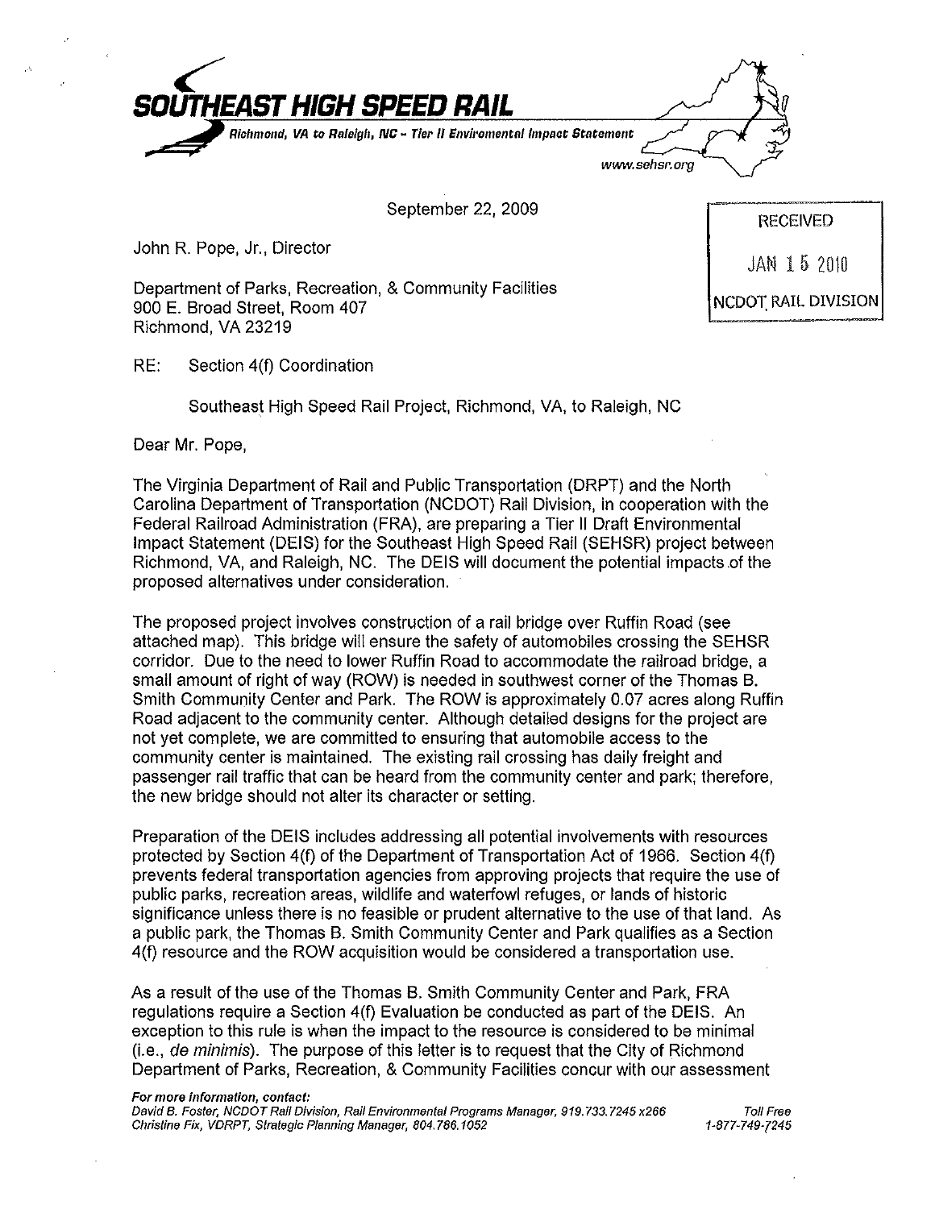**SOUTHEAST HIGH SPEED RAIL**

*Richmond, VA to Raleigh, NC - Tier II Environmental Impact Statement*

www.sehsr.org

September 22, 2009

RECEIVED
JAN 15 2010
NCDOT RAIL DIVISION

John R. Pope, Jr., Director

Department of Parks, Recreation, & Community Facilities
900 E. Broad Street, Room 407
Richmond, VA 23219

RE: Section 4(f) Coordination

Southeast High Speed Rail Project, Richmond, VA, to Raleigh, NC

Dear Mr. Pope,

The Virginia Department of Rail and Public Transportation (DRPT) and the North Carolina Department of Transportation (NCDOT) Rail Division, in cooperation with the Federal Railroad Administration (FRA), are preparing a Tier II Draft Environmental Impact Statement (DEIS) for the Southeast High Speed Rail (SEHSR) project between Richmond, VA, and Raleigh, NC. The DEIS will document the potential impacts of the proposed alternatives under consideration.

The proposed project involves construction of a rail bridge over Ruffin Road (see attached map). This bridge will ensure the safety of automobiles crossing the SEHSR corridor. Due to the need to lower Ruffin Road to accommodate the railroad bridge, a small amount of right of way (ROW) is needed in southwest corner of the Thomas B. Smith Community Center and Park. The ROW is approximately 0.07 acres along Ruffin Road adjacent to the community center. Although detailed designs for the project are not yet complete, we are committed to ensuring that automobile access to the community center is maintained. The existing rail crossing has daily freight and passenger rail traffic that can be heard from the community center and park; therefore, the new bridge should not alter its character or setting.

Preparation of the DEIS includes addressing all potential involvements with resources protected by Section 4(f) of the Department of Transportation Act of 1966. Section 4(f) prevents federal transportation agencies from approving projects that require the use of public parks, recreation areas, wildlife and waterfowl refuges, or lands of historic significance unless there is no feasible or prudent alternative to the use of that land. As a public park, the Thomas B. Smith Community Center and Park qualifies as a Section 4(f) resource and the ROW acquisition would be considered a transportation use.

As a result of the use of the Thomas B. Smith Community Center and Park, FRA regulations require a Section 4(f) Evaluation be conducted as part of the DEIS. An exception to this rule is when the impact to the resource is considered to be minimal (i.e., *de minimis*). The purpose of this letter is to request that the City of Richmond Department of Parks, Recreation, & Community Facilities concur with our assessment

*For more information, contact:*
*David B. Foster, NCDOT Rail Division, Rail Environmental Programs Manager, 919.733.7245 x266*
*Christine Fix, VDRPT, Strategic Planning Manager, 804.786.1052*
*Toll Free 1-877-749-7245*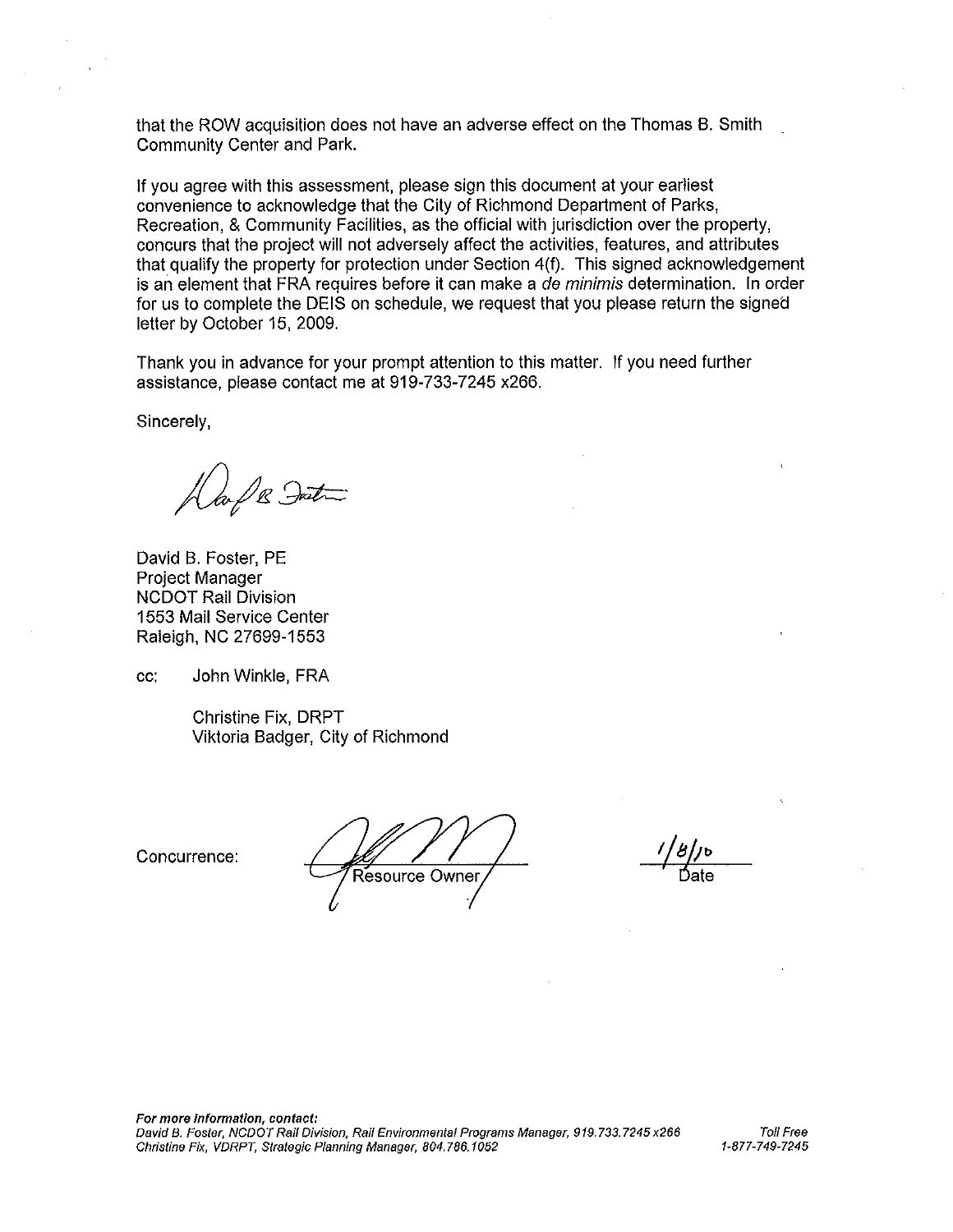that the ROW acquisition does not have an adverse effect on the Thomas B. Smith Community Center and Park.

If you agree with this assessment, please sign this document at your earliest convenience to acknowledge that the City of Richmond Department of Parks, Recreation, & Community Facilities, as the official with jurisdiction over the property, concurs that the project will not adversely affect the activities, features, and attributes that qualify the property for protection under Section 4(f). This signed acknowledgement is an element that FRA requires before it can make a *de minimis* determination. In order for us to complete the DEIS on schedule, we request that you please return the signed letter by October 15, 2009.

Thank you in advance for your prompt attention to this matter. If you need further assistance, please contact me at 919-733-7245 x266.

Sincerely,

David B. Foster, PE
Project Manager
NCDOT Rail Division
1553 Mail Service Center
Raleigh, NC 27699-1553

cc: John Winkle, FRA

Christine Fix, DRPT
Viktoria Badger, City of Richmond

Concurrence: ______________________ Resource Owner     1/8/10 Date

***For more information, contact:***
*David B. Foster, NCDOT Rail Division, Rail Environmental Programs Manager, 919.733.7245 x266*
*Christine Fix, VDRPT, Strategic Planning Manager, 804.786.1052*

*Toll Free*
*1-877-749-7245*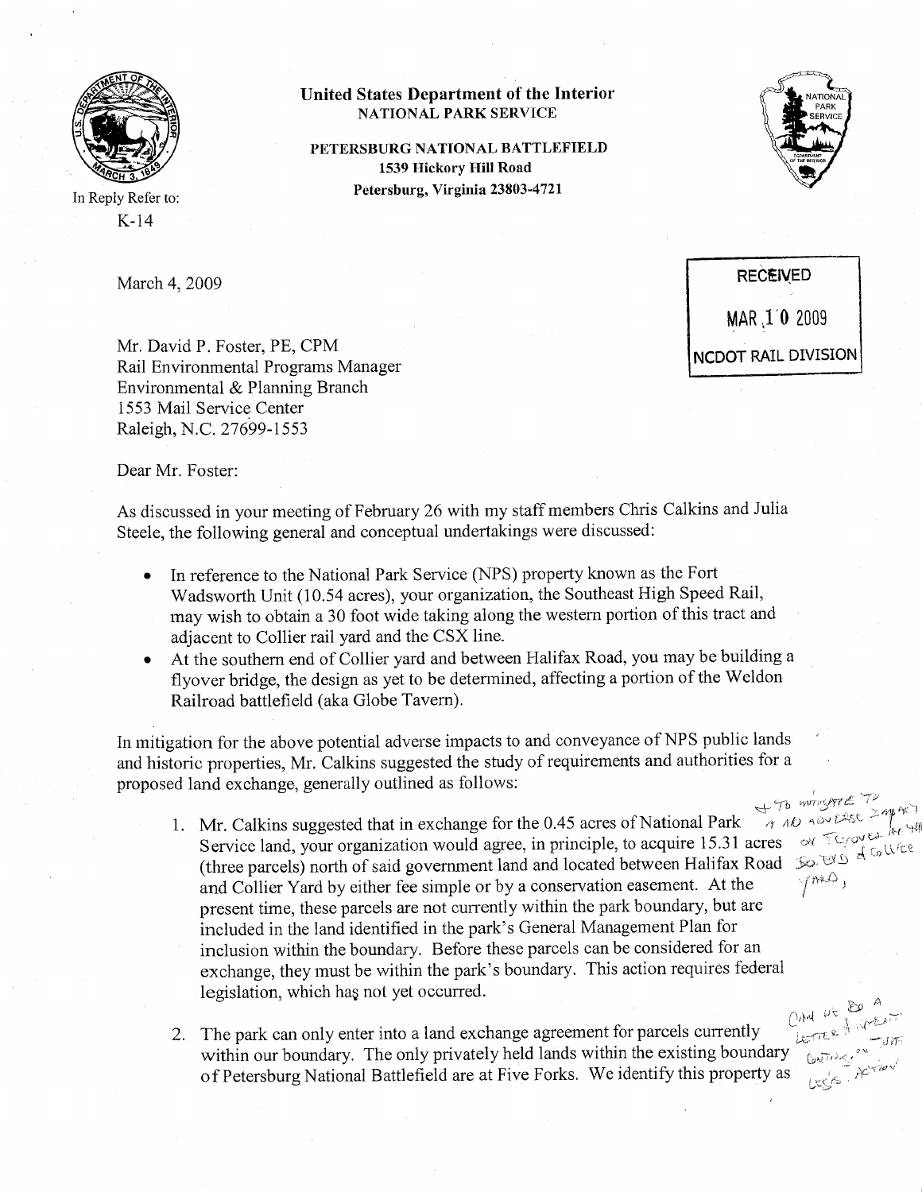**United States Department of the Interior**
NATIONAL PARK SERVICE

**PETERSBURG NATIONAL BATTLEFIELD**
**1539 Hickory Hill Road**
**Petersburg, Virginia 23803-4721**

In Reply Refer to:
K-14

RECEIVED
MAR 10 2009
NCDOT RAIL DIVISION

March 4, 2009

Mr. David P. Foster, PE, CPM
Rail Environmental Programs Manager
Environmental & Planning Branch
1553 Mail Service Center
Raleigh, N.C. 27699-1553

Dear Mr. Foster:

As discussed in your meeting of February 26 with my staff members Chris Calkins and Julia Steele, the following general and conceptual undertakings were discussed:

- In reference to the National Park Service (NPS) property known as the Fort Wadsworth Unit (10.54 acres), your organization, the Southeast High Speed Rail, may wish to obtain a 30 foot wide taking along the western portion of this tract and adjacent to Collier rail yard and the CSX line.
- At the southern end of Collier yard and between Halifax Road, you may be building a flyover bridge, the design as yet to be determined, affecting a portion of the Weldon Railroad battlefield (aka Globe Tavern).

In mitigation for the above potential adverse impacts to and conveyance of NPS public lands and historic properties, Mr. Calkins suggested the study of requirements and authorities for a proposed land exchange, generally outlined as follows:

1. Mr. Calkins suggested that in exchange for the 0.45 acres of National Park Service land, your organization would agree, in principle, to acquire 15.31 acres (three parcels) north of said government land and located between Halifax Road and Collier Yard by either fee simple or by a conservation easement. At the present time, these parcels are not currently within the park boundary, but are included in the land identified in the park's General Management Plan for inclusion within the boundary. Before these parcels can be considered for an exchange, they must be within the park's boundary. This action requires federal legislation, which has not yet occurred.

2. The park can only enter into a land exchange agreement for parcels currently within our boundary. The only privately held lands within the existing boundary of Petersburg National Battlefield are at Five Forks. We identify this property as

*[Handwritten margin note: + To mitigate to a no adverse impact on flyover at the so. end of Collier Yard,]*

*[Handwritten margin note: Can we do a letter of intent pending outcome of legis. action]*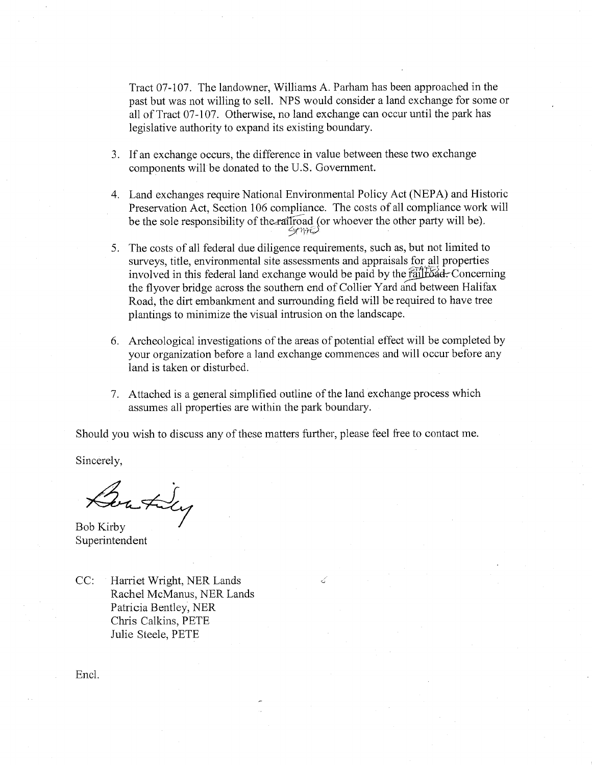Tract 07-107. The landowner, Williams A. Parham has been approached in the past but was not willing to sell. NPS would consider a land exchange for some or all of Tract 07-107. Otherwise, no land exchange can occur until the park has legislative authority to expand its existing boundary.

3. If an exchange occurs, the difference in value between these two exchange components will be donated to the U.S. Government.

4. Land exchanges require National Environmental Policy Act (NEPA) and Historic Preservation Act, Section 106 compliance. The costs of all compliance work will be the sole responsibility of the ~~railroad~~ State (or whoever the other party will be).

5. The costs of all federal due diligence requirements, such as, but not limited to surveys, title, environmental site assessments and appraisals for all properties involved in this federal land exchange would be paid by the ~~railroad.~~ State. Concerning the flyover bridge across the southern end of Collier Yard and between Halifax Road, the dirt embankment and surrounding field will be required to have tree plantings to minimize the visual intrusion on the landscape.

6. Archeological investigations of the areas of potential effect will be completed by your organization before a land exchange commences and will occur before any land is taken or disturbed.

7. Attached is a general simplified outline of the land exchange process which assumes all properties are within the park boundary.

Should you wish to discuss any of these matters further, please feel free to contact me.

Sincerely,

Bob Kirby
Superintendent

CC: Harriet Wright, NER Lands
Rachel McManus, NER Lands
Patricia Bentley, NER
Chris Calkins, PETE
Julie Steele, PETE

Encl.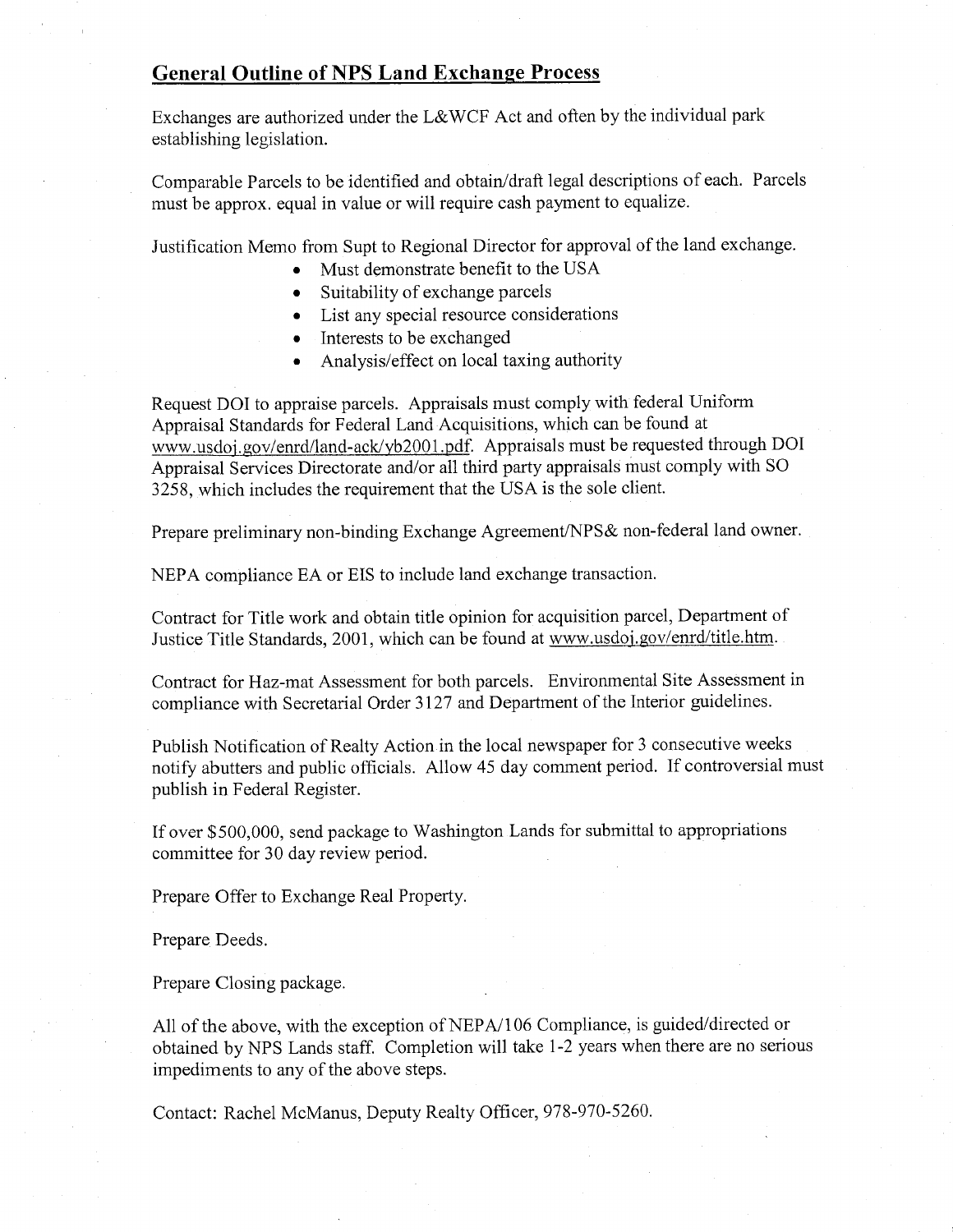## General Outline of NPS Land Exchange Process

Exchanges are authorized under the L&WCF Act and often by the individual park establishing legislation.

Comparable Parcels to be identified and obtain/draft legal descriptions of each. Parcels must be approx. equal in value or will require cash payment to equalize.

Justification Memo from Supt to Regional Director for approval of the land exchange.

- Must demonstrate benefit to the USA
- Suitability of exchange parcels
- List any special resource considerations
- Interests to be exchanged
- Analysis/effect on local taxing authority

Request DOI to appraise parcels. Appraisals must comply with federal Uniform Appraisal Standards for Federal Land Acquisitions, which can be found at www.usdoj.gov/enrd/land-ack/yb2001.pdf. Appraisals must be requested through DOI Appraisal Services Directorate and/or all third party appraisals must comply with SO 3258, which includes the requirement that the USA is the sole client.

Prepare preliminary non-binding Exchange Agreement/NPS& non-federal land owner.

NEPA compliance EA or EIS to include land exchange transaction.

Contract for Title work and obtain title opinion for acquisition parcel, Department of Justice Title Standards, 2001, which can be found at www.usdoj.gov/enrd/title.htm.

Contract for Haz-mat Assessment for both parcels. Environmental Site Assessment in compliance with Secretarial Order 3127 and Department of the Interior guidelines.

Publish Notification of Realty Action in the local newspaper for 3 consecutive weeks notify abutters and public officials. Allow 45 day comment period. If controversial must publish in Federal Register.

If over $500,000, send package to Washington Lands for submittal to appropriations committee for 30 day review period.

Prepare Offer to Exchange Real Property.

Prepare Deeds.

Prepare Closing package.

All of the above, with the exception of NEPA/106 Compliance, is guided/directed or obtained by NPS Lands staff. Completion will take 1-2 years when there are no serious impediments to any of the above steps.

Contact: Rachel McManus, Deputy Realty Officer, 978-970-5260.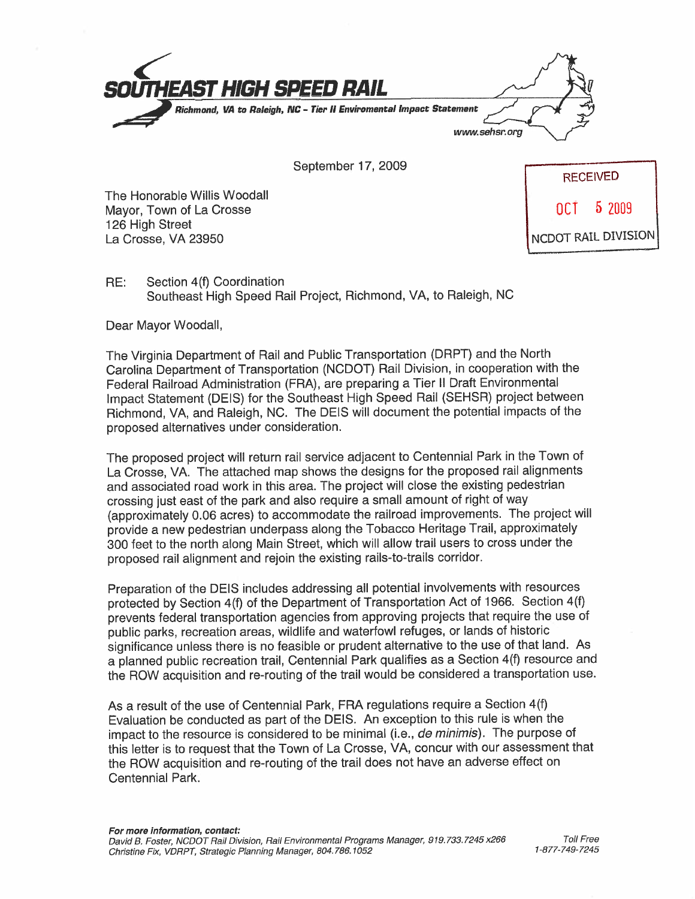**SOUTHEAST HIGH SPEED RAIL**
*Richmond, VA to Raleigh, NC – Tier II Enviromental Impact Statement*
www.sehsr.org

September 17, 2009

RECEIVED
OCT 5 2009
NCDOT RAIL DIVISION

The Honorable Willis Woodall
Mayor, Town of La Crosse
126 High Street
La Crosse, VA 23950

RE: Section 4(f) Coordination
Southeast High Speed Rail Project, Richmond, VA, to Raleigh, NC

Dear Mayor Woodall,

The Virginia Department of Rail and Public Transportation (DRPT) and the North Carolina Department of Transportation (NCDOT) Rail Division, in cooperation with the Federal Railroad Administration (FRA), are preparing a Tier II Draft Environmental Impact Statement (DEIS) for the Southeast High Speed Rail (SEHSR) project between Richmond, VA, and Raleigh, NC. The DEIS will document the potential impacts of the proposed alternatives under consideration.

The proposed project will return rail service adjacent to Centennial Park in the Town of La Crosse, VA. The attached map shows the designs for the proposed rail alignments and associated road work in this area. The project will close the existing pedestrian crossing just east of the park and also require a small amount of right of way (approximately 0.06 acres) to accommodate the railroad improvements. The project will provide a new pedestrian underpass along the Tobacco Heritage Trail, approximately 300 feet to the north along Main Street, which will allow trail users to cross under the proposed rail alignment and rejoin the existing rails-to-trails corridor.

Preparation of the DEIS includes addressing all potential involvements with resources protected by Section 4(f) of the Department of Transportation Act of 1966. Section 4(f) prevents federal transportation agencies from approving projects that require the use of public parks, recreation areas, wildlife and waterfowl refuges, or lands of historic significance unless there is no feasible or prudent alternative to the use of that land. As a planned public recreation trail, Centennial Park qualifies as a Section 4(f) resource and the ROW acquisition and re-routing of the trail would be considered a transportation use.

As a result of the use of Centennial Park, FRA regulations require a Section 4(f) Evaluation be conducted as part of the DEIS. An exception to this rule is when the impact to the resource is considered to be minimal (i.e., *de minimis*). The purpose of this letter is to request that the Town of La Crosse, VA, concur with our assessment that the ROW acquisition and re-routing of the trail does not have an adverse effect on Centennial Park.

***For more information, contact:***
*David B. Foster, NCDOT Rail Division, Rail Environmental Programs Manager, 919.733.7245 x266*
*Christine Fix, VDRPT, Strategic Planning Manager, 804.786.1052*

*Toll Free*
*1-877-749-7245*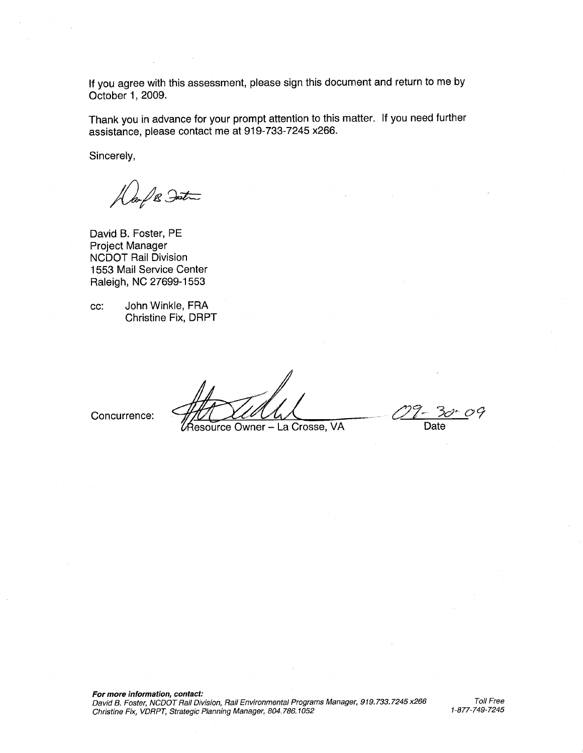If you agree with this assessment, please sign this document and return to me by October 1, 2009.

Thank you in advance for your prompt attention to this matter. If you need further assistance, please contact me at 919-733-7245 x266.

Sincerely,

David B. Foster, PE
Project Manager
NCDOT Rail Division
1553 Mail Service Center
Raleigh, NC 27699-1553

cc: John Winkle, FRA
Christine Fix, DRPT

Concurrence: ______________________________ 09-30-09
Resource Owner – La Crosse, VA Date

***For more information, contact:***
*David B. Foster, NCDOT Rail Division, Rail Environmental Programs Manager, 919.733.7245 x266*
*Christine Fix, VDRPT, Strategic Planning Manager, 804.786.1052*
*Toll Free 1-877-749-7245*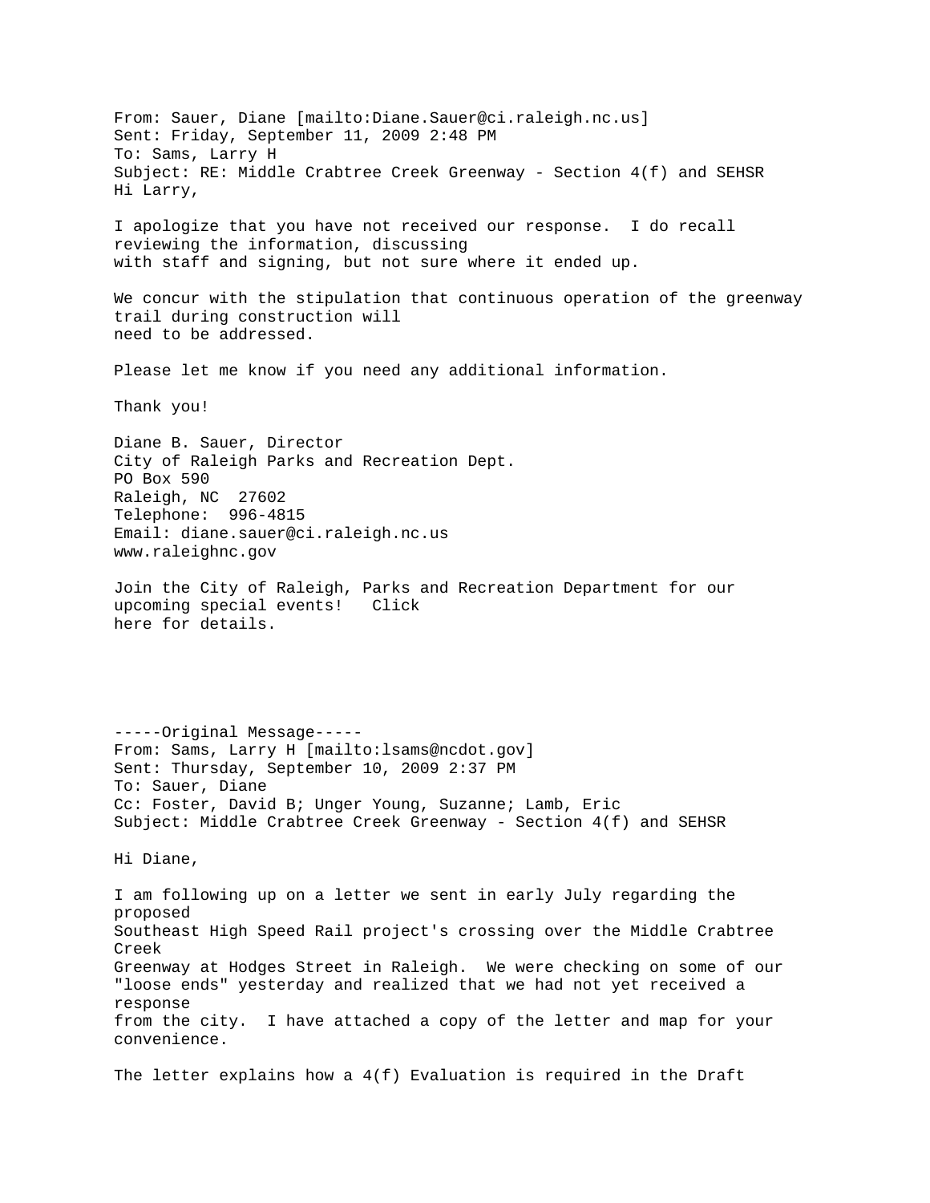From: Sauer, Diane [mailto:Diane.Sauer@ci.raleigh.nc.us]
Sent: Friday, September 11, 2009 2:48 PM
To: Sams, Larry H
Subject: RE: Middle Crabtree Creek Greenway - Section 4(f) and SEHSR
Hi Larry,

I apologize that you have not received our response. I do recall reviewing the information, discussing
with staff and signing, but not sure where it ended up.

We concur with the stipulation that continuous operation of the greenway trail during construction will
need to be addressed.

Please let me know if you need any additional information.

Thank you!

Diane B. Sauer, Director
City of Raleigh Parks and Recreation Dept.
PO Box 590
Raleigh, NC 27602
Telephone: 996-4815
Email: diane.sauer@ci.raleigh.nc.us
www.raleighnc.gov

Join the City of Raleigh, Parks and Recreation Department for our upcoming special events! Click
here for details.

-----Original Message-----
From: Sams, Larry H [mailto:lsams@ncdot.gov]
Sent: Thursday, September 10, 2009 2:37 PM
To: Sauer, Diane
Cc: Foster, David B; Unger Young, Suzanne; Lamb, Eric
Subject: Middle Crabtree Creek Greenway - Section 4(f) and SEHSR

Hi Diane,

I am following up on a letter we sent in early July regarding the proposed
Southeast High Speed Rail project's crossing over the Middle Crabtree Creek
Greenway at Hodges Street in Raleigh. We were checking on some of our
"loose ends" yesterday and realized that we had not yet received a response
from the city. I have attached a copy of the letter and map for your convenience.

The letter explains how a 4(f) Evaluation is required in the Draft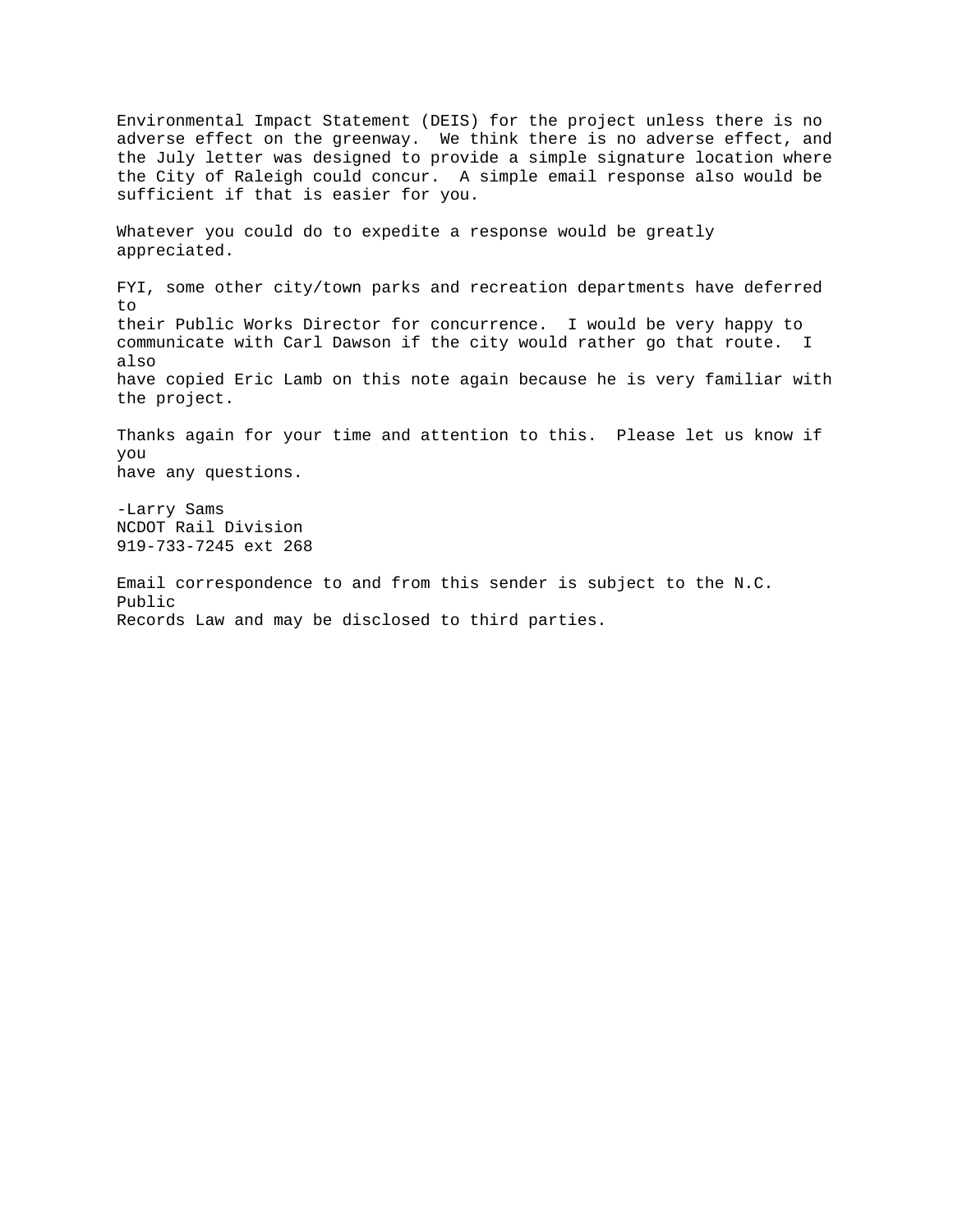Environmental Impact Statement (DEIS) for the project unless there is no adverse effect on the greenway. We think there is no adverse effect, and the July letter was designed to provide a simple signature location where the City of Raleigh could concur. A simple email response also would be sufficient if that is easier for you.

Whatever you could do to expedite a response would be greatly appreciated.

FYI, some other city/town parks and recreation departments have deferred to their Public Works Director for concurrence. I would be very happy to communicate with Carl Dawson if the city would rather go that route. I also have copied Eric Lamb on this note again because he is very familiar with the project.

Thanks again for your time and attention to this. Please let us know if you have any questions.

-Larry Sams
NCDOT Rail Division
919-733-7245 ext 268

Email correspondence to and from this sender is subject to the N.C. Public Records Law and may be disclosed to third parties.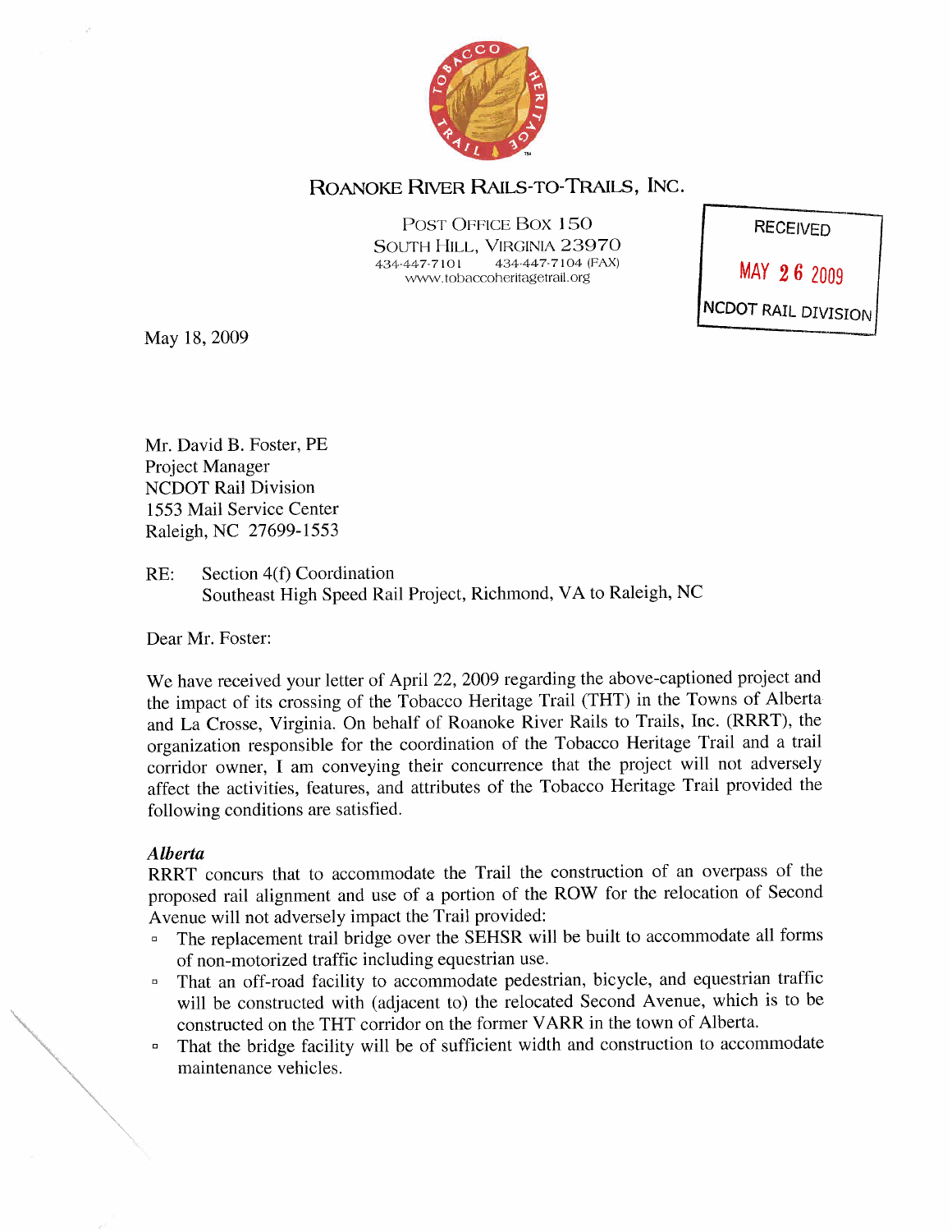**ROANOKE RIVER RAILS-TO-TRAILS, INC.**

POST OFFICE BOX 150
SOUTH HILL, VIRGINIA 23970
434-447-7101 434-447-7104 (FAX)
www.tobaccoheritagetrail.org

RECEIVED
MAY 26 2009
NCDOT RAIL DIVISION

May 18, 2009

Mr. David B. Foster, PE
Project Manager
NCDOT Rail Division
1553 Mail Service Center
Raleigh, NC 27699-1553

RE: Section 4(f) Coordination
Southeast High Speed Rail Project, Richmond, VA to Raleigh, NC

Dear Mr. Foster:

We have received your letter of April 22, 2009 regarding the above-captioned project and the impact of its crossing of the Tobacco Heritage Trail (THT) in the Towns of Alberta and La Crosse, Virginia. On behalf of Roanoke River Rails to Trails, Inc. (RRRT), the organization responsible for the coordination of the Tobacco Heritage Trail and a trail corridor owner, I am conveying their concurrence that the project will not adversely affect the activities, features, and attributes of the Tobacco Heritage Trail provided the following conditions are satisfied.

***Alberta***

RRRT concurs that to accommodate the Trail the construction of an overpass of the proposed rail alignment and use of a portion of the ROW for the relocation of Second Avenue will not adversely impact the Trail provided:

- The replacement trail bridge over the SEHSR will be built to accommodate all forms of non-motorized traffic including equestrian use.
- That an off-road facility to accommodate pedestrian, bicycle, and equestrian traffic will be constructed with (adjacent to) the relocated Second Avenue, which is to be constructed on the THT corridor on the former VARR in the town of Alberta.
- That the bridge facility will be of sufficient width and construction to accommodate maintenance vehicles.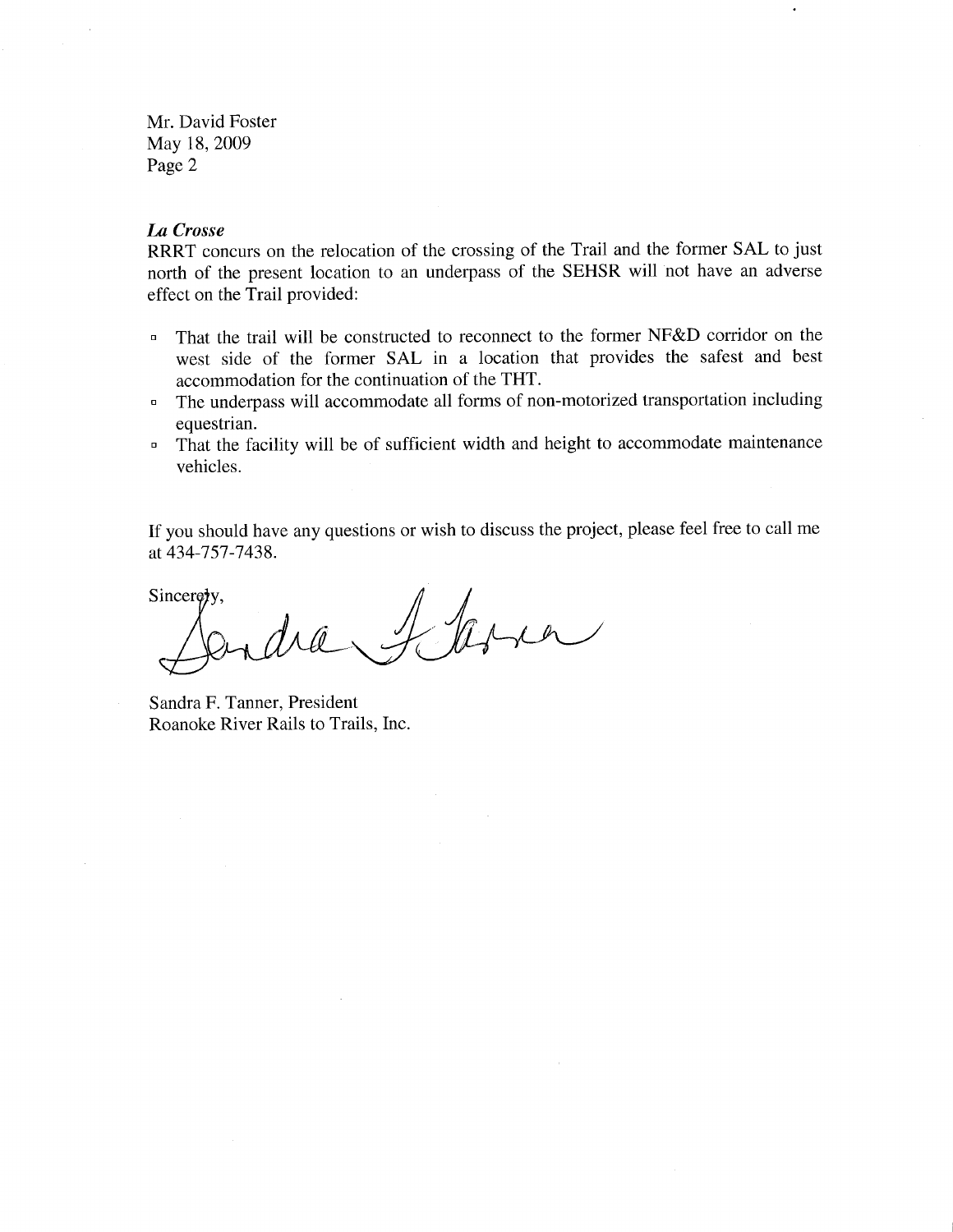Mr. David Foster
May 18, 2009
Page 2

***La Crosse***
RRRT concurs on the relocation of the crossing of the Trail and the former SAL to just north of the present location to an underpass of the SEHSR will not have an adverse effect on the Trail provided:

- That the trail will be constructed to reconnect to the former NF&D corridor on the west side of the former SAL in a location that provides the safest and best accommodation for the continuation of the THT.
- The underpass will accommodate all forms of non-motorized transportation including equestrian.
- That the facility will be of sufficient width and height to accommodate maintenance vehicles.

If you should have any questions or wish to discuss the project, please feel free to call me at 434-757-7438.

Sincerely,

Sandra F. Tanner, President
Roanoke River Rails to Trails, Inc.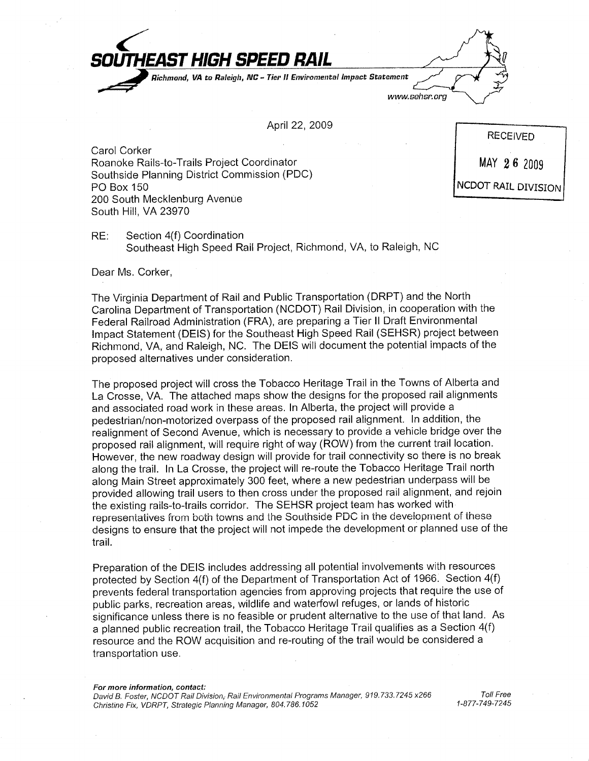**SOUTHEAST HIGH SPEED RAIL**

*Richmond, VA to Raleigh, NC – Tier II Environmental Impact Statement*

www.sehsr.org

April 22, 2009

RECEIVED

MAY 26 2009

NCDOT RAIL DIVISION

Carol Corker
Roanoke Rails-to-Trails Project Coordinator
Southside Planning District Commission (PDC)
PO Box 150
200 South Mecklenburg Avenue
South Hill, VA 23970

RE: Section 4(f) Coordination
Southeast High Speed Rail Project, Richmond, VA, to Raleigh, NC

Dear Ms. Corker,

The Virginia Department of Rail and Public Transportation (DRPT) and the North Carolina Department of Transportation (NCDOT) Rail Division, in cooperation with the Federal Railroad Administration (FRA), are preparing a Tier II Draft Environmental Impact Statement (DEIS) for the Southeast High Speed Rail (SEHSR) project between Richmond, VA, and Raleigh, NC. The DEIS will document the potential impacts of the proposed alternatives under consideration.

The proposed project will cross the Tobacco Heritage Trail in the Towns of Alberta and La Crosse, VA. The attached maps show the designs for the proposed rail alignments and associated road work in these areas. In Alberta, the project will provide a pedestrian/non-motorized overpass of the proposed rail alignment. In addition, the realignment of Second Avenue, which is necessary to provide a vehicle bridge over the proposed rail alignment, will require right of way (ROW) from the current trail location. However, the new roadway design will provide for trail connectivity so there is no break along the trail. In La Crosse, the project will re-route the Tobacco Heritage Trail north along Main Street approximately 300 feet, where a new pedestrian underpass will be provided allowing trail users to then cross under the proposed rail alignment, and rejoin the existing rails-to-trails corridor. The SEHSR project team has worked with representatives from both towns and the Southside PDC in the development of these designs to ensure that the project will not impede the development or planned use of the trail.

Preparation of the DEIS includes addressing all potential involvements with resources protected by Section 4(f) of the Department of Transportation Act of 1966. Section 4(f) prevents federal transportation agencies from approving projects that require the use of public parks, recreation areas, wildlife and waterfowl refuges, or lands of historic significance unless there is no feasible or prudent alternative to the use of that land. As a planned public recreation trail, the Tobacco Heritage Trail qualifies as a Section 4(f) resource and the ROW acquisition and re-routing of the trail would be considered a transportation use.

***For more information, contact:***
*David B. Foster, NCDOT Rail Division, Rail Environmental Programs Manager, 919.733.7245 x266*
*Christine Fix, VDRPT, Strategic Planning Manager, 804.786.1052*

*Toll Free*
*1-877-749-7245*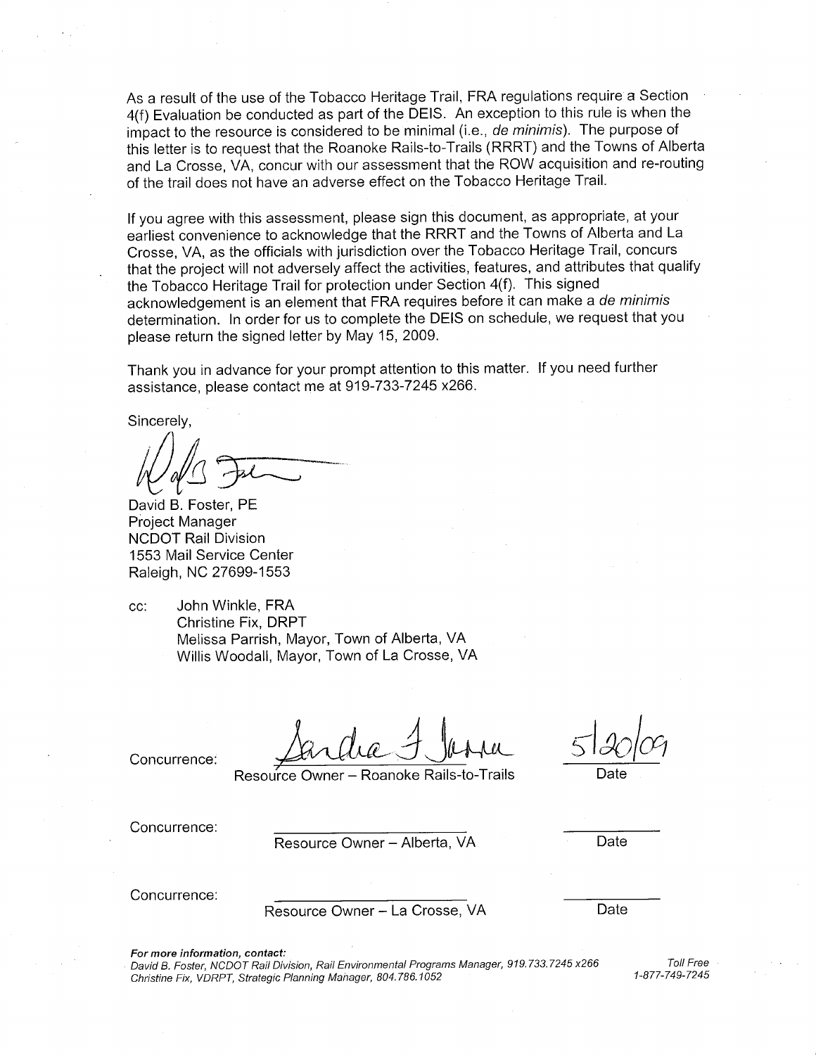As a result of the use of the Tobacco Heritage Trail, FRA regulations require a Section 4(f) Evaluation be conducted as part of the DEIS. An exception to this rule is when the impact to the resource is considered to be minimal (i.e., *de minimis*). The purpose of this letter is to request that the Roanoke Rails-to-Trails (RRRT) and the Towns of Alberta and La Crosse, VA, concur with our assessment that the ROW acquisition and re-routing of the trail does not have an adverse effect on the Tobacco Heritage Trail.

If you agree with this assessment, please sign this document, as appropriate, at your earliest convenience to acknowledge that the RRRT and the Towns of Alberta and La Crosse, VA, as the officials with jurisdiction over the Tobacco Heritage Trail, concurs that the project will not adversely affect the activities, features, and attributes that qualify the Tobacco Heritage Trail for protection under Section 4(f). This signed acknowledgement is an element that FRA requires before it can make a *de minimis* determination. In order for us to complete the DEIS on schedule, we request that you please return the signed letter by May 15, 2009.

Thank you in advance for your prompt attention to this matter. If you need further assistance, please contact me at 919-733-7245 x266.

Sincerely,

David B. Foster, PE
Project Manager
NCDOT Rail Division
1553 Mail Service Center
Raleigh, NC 27699-1553

cc: John Winkle, FRA
Christine Fix, DRPT
Melissa Parrish, Mayor, Town of Alberta, VA
Willis Woodall, Mayor, Town of La Crosse, VA

Concurrence: Sandra J Jasper — 5/20/09
Resource Owner – Roanoke Rails-to-Trails — Date

Concurrence: ____________________ — __________
Resource Owner – Alberta, VA — Date

Concurrence: ____________________ — __________
Resource Owner – La Crosse, VA — Date

***For more information, contact:***
*David B. Foster, NCDOT Rail Division, Rail Environmental Programs Manager, 919.733.7245 x266*
*Christine Fix, VDRPT, Strategic Planning Manager, 804.786.1052*
*Toll Free 1-877-749-7245*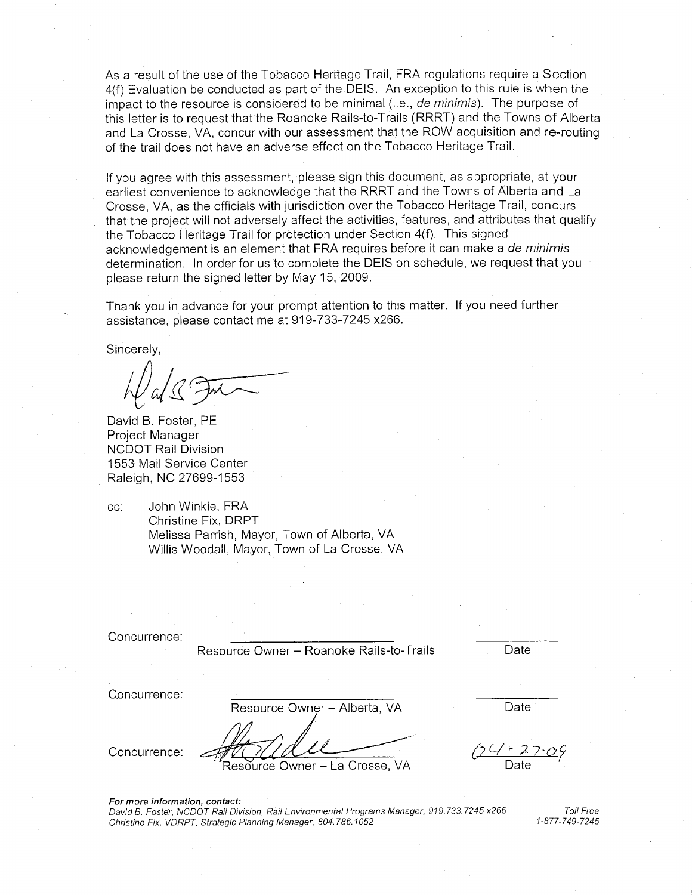As a result of the use of the Tobacco Heritage Trail, FRA regulations require a Section 4(f) Evaluation be conducted as part of the DEIS. An exception to this rule is when the impact to the resource is considered to be minimal (i.e., *de minimis*). The purpose of this letter is to request that the Roanoke Rails-to-Trails (RRRT) and the Towns of Alberta and La Crosse, VA, concur with our assessment that the ROW acquisition and re-routing of the trail does not have an adverse effect on the Tobacco Heritage Trail.

If you agree with this assessment, please sign this document, as appropriate, at your earliest convenience to acknowledge that the RRRT and the Towns of Alberta and La Crosse, VA, as the officials with jurisdiction over the Tobacco Heritage Trail, concurs that the project will not adversely affect the activities, features, and attributes that qualify the Tobacco Heritage Trail for protection under Section 4(f). This signed acknowledgement is an element that FRA requires before it can make a *de minimis* determination. In order for us to complete the DEIS on schedule, we request that you please return the signed letter by May 15, 2009.

Thank you in advance for your prompt attention to this matter. If you need further assistance, please contact me at 919-733-7245 x266.

Sincerely,

David B. Foster, PE
Project Manager
NCDOT Rail Division
1553 Mail Service Center
Raleigh, NC 27699-1553

cc: John Winkle, FRA
Christine Fix, DRPT
Melissa Parrish, Mayor, Town of Alberta, VA
Willis Woodall, Mayor, Town of La Crosse, VA

Concurrence: ______________________ Resource Owner – Roanoke Rails-to-Trails ________ Date

Concurrence: ______________________ Resource Owner – Alberta, VA ________ Date

Concurrence: ______________________ Resource Owner – La Crosse, VA 04-27-09 Date

***For more information, contact:***
*David B. Foster, NCDOT Rail Division, Rail Environmental Programs Manager, 919.733.7245 x266*
*Christine Fix, VDRPT, Strategic Planning Manager, 804.786.1052*
*Toll Free 1-877-749-7245*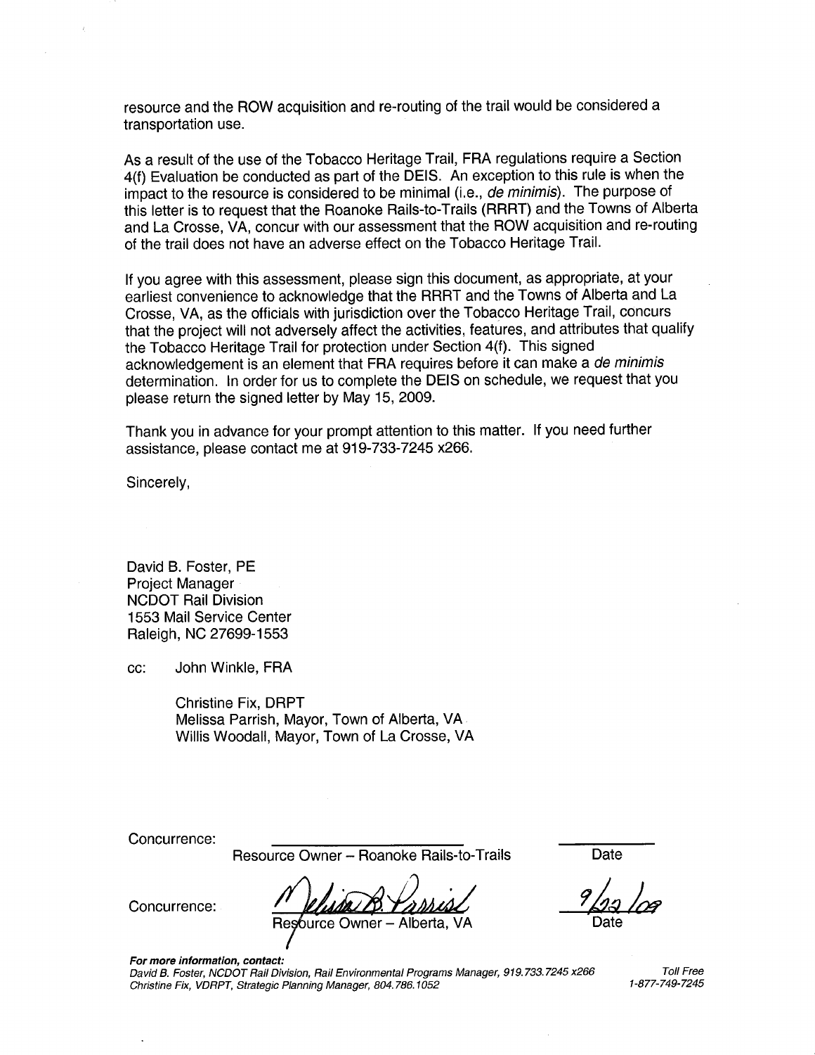resource and the ROW acquisition and re-routing of the trail would be considered a transportation use.

As a result of the use of the Tobacco Heritage Trail, FRA regulations require a Section 4(f) Evaluation be conducted as part of the DEIS. An exception to this rule is when the impact to the resource is considered to be minimal (i.e., *de minimis*). The purpose of this letter is to request that the Roanoke Rails-to-Trails (RRRT) and the Towns of Alberta and La Crosse, VA, concur with our assessment that the ROW acquisition and re-routing of the trail does not have an adverse effect on the Tobacco Heritage Trail.

If you agree with this assessment, please sign this document, as appropriate, at your earliest convenience to acknowledge that the RRRT and the Towns of Alberta and La Crosse, VA, as the officials with jurisdiction over the Tobacco Heritage Trail, concurs that the project will not adversely affect the activities, features, and attributes that qualify the Tobacco Heritage Trail for protection under Section 4(f). This signed acknowledgement is an element that FRA requires before it can make a *de minimis* determination. In order for us to complete the DEIS on schedule, we request that you please return the signed letter by May 15, 2009.

Thank you in advance for your prompt attention to this matter. If you need further assistance, please contact me at 919-733-7245 x266.

Sincerely,

David B. Foster, PE
Project Manager
NCDOT Rail Division
1553 Mail Service Center
Raleigh, NC 27699-1553

cc: John Winkle, FRA

Christine Fix, DRPT
Melissa Parrish, Mayor, Town of Alberta, VA
Willis Woodall, Mayor, Town of La Crosse, VA

Concurrence: ______________________ Resource Owner – Roanoke Rails-to-Trails ________ Date

Concurrence: Melissa B. Parrish Resource Owner – Alberta, VA 9/22/09 Date

***For more information, contact:***
*David B. Foster, NCDOT Rail Division, Rail Environmental Programs Manager, 919.733.7245 x266*
*Christine Fix, VDRPT, Strategic Planning Manager, 804.786.1052*

*Toll Free*
*1-877-749-7245*